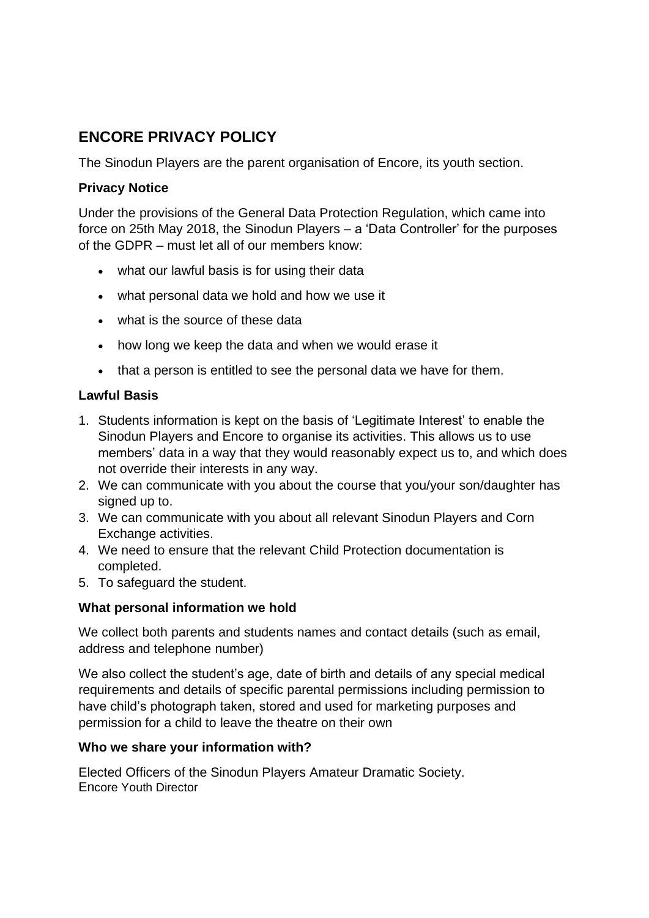## ENCORE PRIVACY POLICY

The Sinodun Players are the parent organisation of Encore, its youth section.

### Privacy Notice

Under the provisions of the General Data Protection Regulation, which came into force on 25th May 2018, the Sinodun Players – a 'Data Controller' for the purposes of the GDPR – must let all of our members know:

- what our lawful basis is for using their data
- what personal data we hold and how we use it
- what is the source of these data
- how long we keep the data and when we would erase it
- that a person is entitled to see the personal data we have for them.

### Lawful Basis

1. Students information is kept on the basis of 'Legitimate Interest' to enable the Sinodun Players and Encore to organise its activities. This allows us to use members' data in a way that they would reasonably expect us to, and which does not override their interests in any way.
2. We can communicate with you about the course that you/your son/daughter has signed up to.
3. We can communicate with you about all relevant Sinodun Players and Corn Exchange activities.
4. We need to ensure that the relevant Child Protection documentation is completed.
5. To safeguard the student.

### What personal information we hold

We collect both parents and students names and contact details (such as email, address and telephone number)

We also collect the student's age, date of birth and details of any special medical requirements and details of specific parental permissions including permission to have child's photograph taken, stored and used for marketing purposes and permission for a child to leave the theatre on their own

### Who we share your information with?

Elected Officers of the Sinodun Players Amateur Dramatic Society.
Encore Youth Director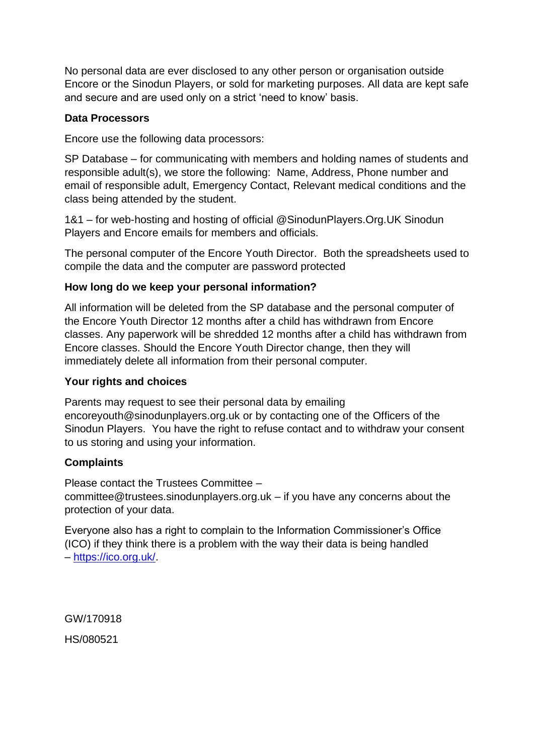No personal data are ever disclosed to any other person or organisation outside Encore or the Sinodun Players, or sold for marketing purposes. All data are kept safe and secure and are used only on a strict 'need to know' basis.

**Data Processors**

Encore use the following data processors:

SP Database – for communicating with members and holding names of students and responsible adult(s), we store the following: Name, Address, Phone number and email of responsible adult, Emergency Contact, Relevant medical conditions and the class being attended by the student.

1&1 – for web-hosting and hosting of official @SinodunPlayers.Org.UK Sinodun Players and Encore emails for members and officials.

The personal computer of the Encore Youth Director. Both the spreadsheets used to compile the data and the computer are password protected

**How long do we keep your personal information?**

All information will be deleted from the SP database and the personal computer of the Encore Youth Director 12 months after a child has withdrawn from Encore classes. Any paperwork will be shredded 12 months after a child has withdrawn from Encore classes. Should the Encore Youth Director change, then they will immediately delete all information from their personal computer.

**Your rights and choices**

Parents may request to see their personal data by emailing encoreyouth@sinodunplayers.org.uk or by contacting one of the Officers of the Sinodun Players. You have the right to refuse contact and to withdraw your consent to us storing and using your information.

**Complaints**

Please contact the Trustees Committee – committee@trustees.sinodunplayers.org.uk – if you have any concerns about the protection of your data.

Everyone also has a right to complain to the Information Commissioner's Office (ICO) if they think there is a problem with the way their data is being handled – https://ico.org.uk/.

GW/170918

HS/080521